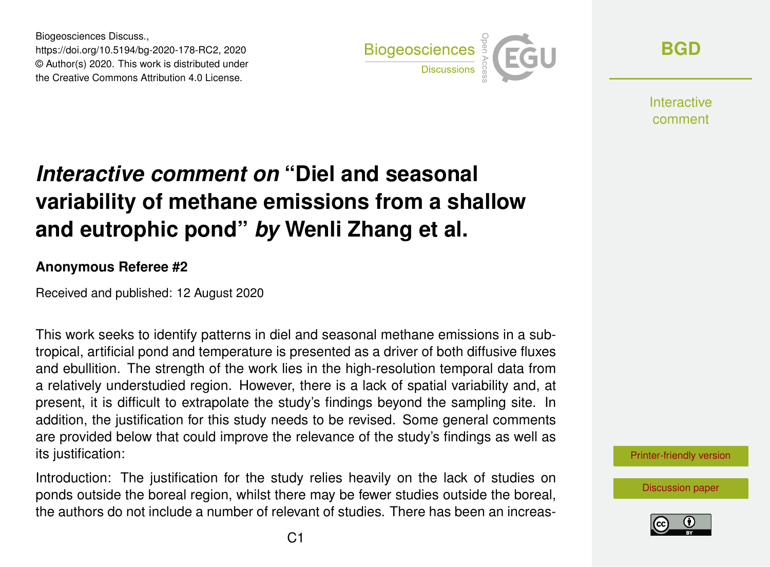# *Interactive comment on* "Diel and seasonal variability of methane emissions from a shallow and eutrophic pond" *by* Wenli Zhang et al.

### Anonymous Referee #2

Received and published: 12 August 2020

This work seeks to identify patterns in diel and seasonal methane emissions in a subtropical, artificial pond and temperature is presented as a driver of both diffusive fluxes and ebullition. The strength of the work lies in the high-resolution temporal data from a relatively understudied region. However, there is a lack of spatial variability and, at present, it is difficult to extrapolate the study's findings beyond the sampling site. In addition, the justification for this study needs to be revised. Some general comments are provided below that could improve the relevance of the study's findings as well as its justification:

Introduction: The justification for the study relies heavily on the lack of studies on ponds outside the boreal region, whilst there may be fewer studies outside the boreal, the authors do not include a number of relevant of studies. There has been an increas-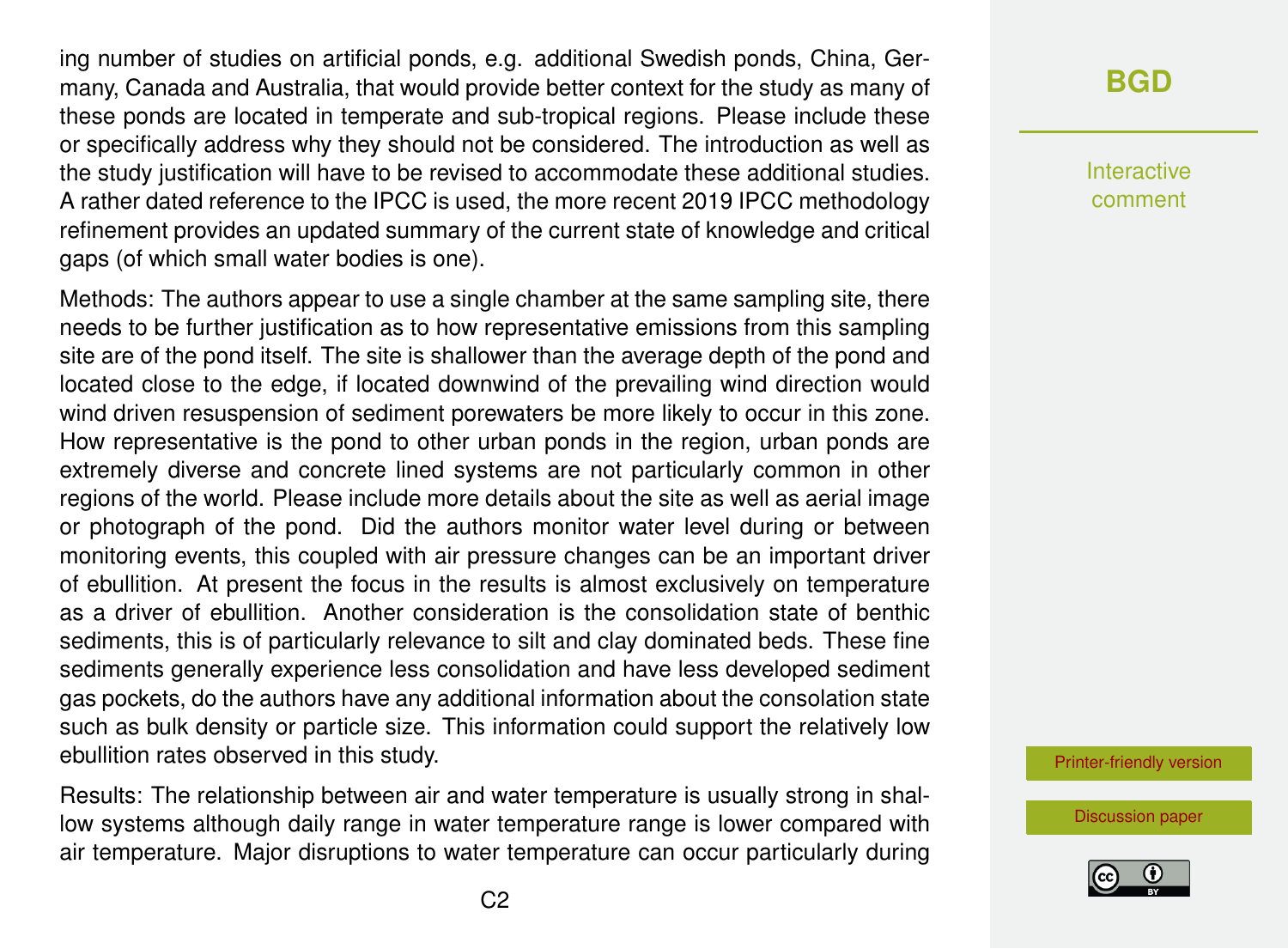ing number of studies on artificial ponds, e.g. additional Swedish ponds, China, Germany, Canada and Australia, that would provide better context for the study as many of these ponds are located in temperate and sub-tropical regions. Please include these or specifically address why they should not be considered. The introduction as well as the study justification will have to be revised to accommodate these additional studies. A rather dated reference to the IPCC is used, the more recent 2019 IPCC methodology refinement provides an updated summary of the current state of knowledge and critical gaps (of which small water bodies is one).

Methods: The authors appear to use a single chamber at the same sampling site, there needs to be further justification as to how representative emissions from this sampling site are of the pond itself. The site is shallower than the average depth of the pond and located close to the edge, if located downwind of the prevailing wind direction would wind driven resuspension of sediment porewaters be more likely to occur in this zone. How representative is the pond to other urban ponds in the region, urban ponds are extremely diverse and concrete lined systems are not particularly common in other regions of the world. Please include more details about the site as well as aerial image or photograph of the pond. Did the authors monitor water level during or between monitoring events, this coupled with air pressure changes can be an important driver of ebullition. At present the focus in the results is almost exclusively on temperature as a driver of ebullition. Another consideration is the consolidation state of benthic sediments, this is of particularly relevance to silt and clay dominated beds. These fine sediments generally experience less consolidation and have less developed sediment gas pockets, do the authors have any additional information about the consolation state such as bulk density or particle size. This information could support the relatively low ebullition rates observed in this study.

Results: The relationship between air and water temperature is usually strong in shallow systems although daily range in water temperature range is lower compared with air temperature. Major disruptions to water temperature can occur particularly during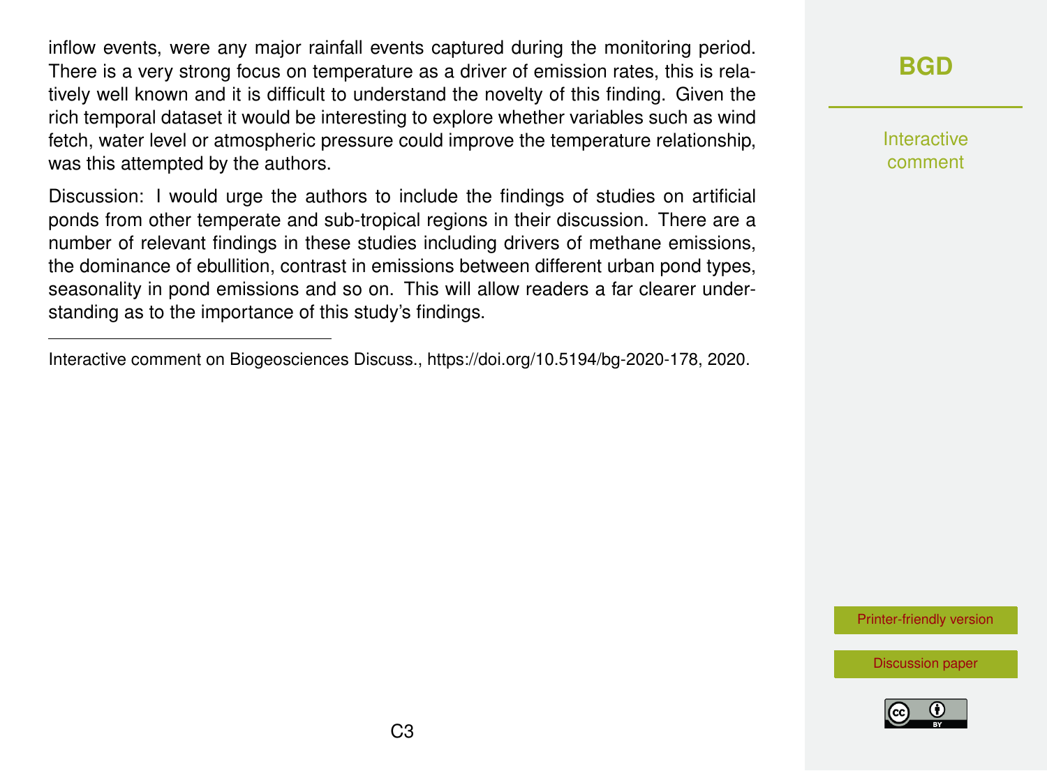inflow events, were any major rainfall events captured during the monitoring period. There is a very strong focus on temperature as a driver of emission rates, this is relatively well known and it is difficult to understand the novelty of this finding. Given the rich temporal dataset it would be interesting to explore whether variables such as wind fetch, water level or atmospheric pressure could improve the temperature relationship, was this attempted by the authors.

Discussion: I would urge the authors to include the findings of studies on artificial ponds from other temperate and sub-tropical regions in their discussion. There are a number of relevant findings in these studies including drivers of methane emissions, the dominance of ebullition, contrast in emissions between different urban pond types, seasonality in pond emissions and so on. This will allow readers a far clearer understanding as to the importance of this study's findings.

---

Interactive comment on Biogeosciences Discuss., https://doi.org/10.5194/bg-2020-178, 2020.